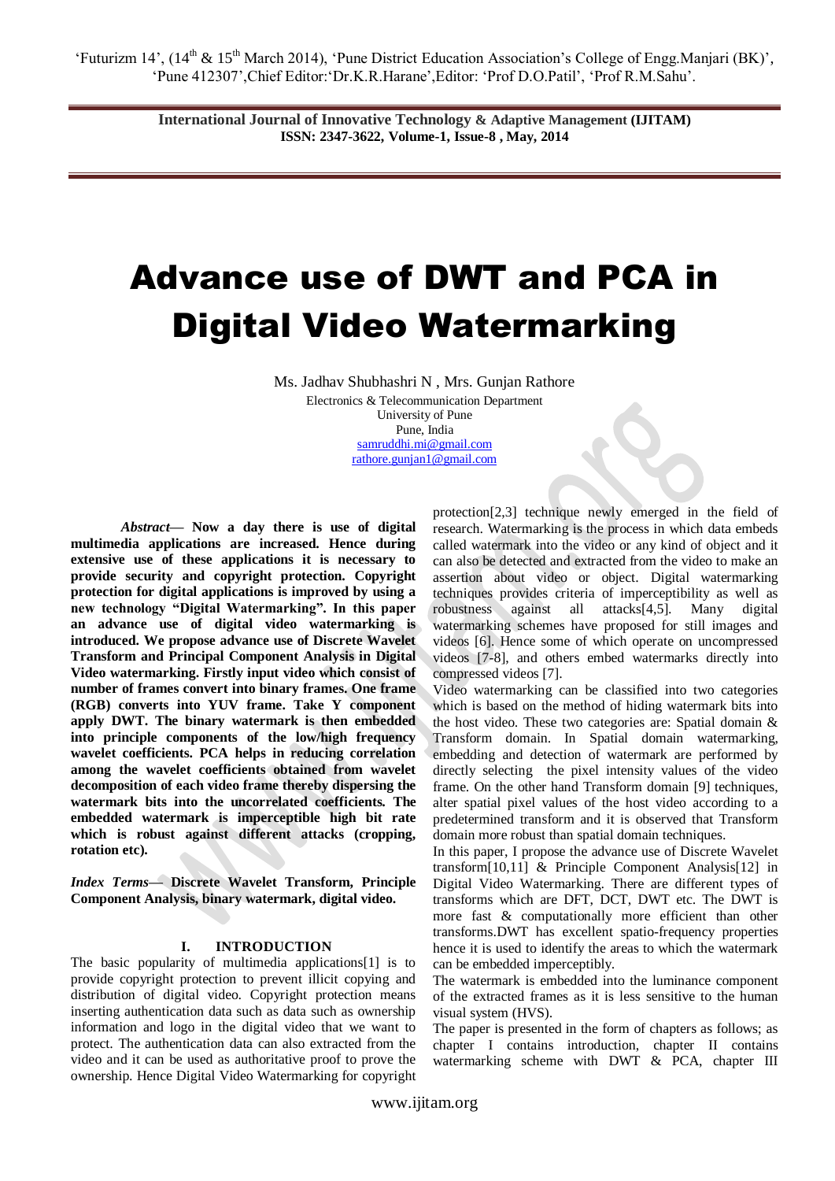# Advance use of DWT and PCA in Digital Video Watermarking

Ms. Jadhav Shubhashri N , Mrs. Gunjan Rathore

Electronics & Telecommunication Department
University of Pune
Pune, India
samruddhi.mi@gmail.com
rathore.gunjan1@gmail.com

***Abstract*— Now a day there is use of digital multimedia applications are increased. Hence during extensive use of these applications it is necessary to provide security and copyright protection. Copyright protection for digital applications is improved by using a new technology "Digital Watermarking". In this paper an advance use of digital video watermarking is introduced. We propose advance use of Discrete Wavelet Transform and Principal Component Analysis in Digital Video watermarking. Firstly input video which consist of number of frames convert into binary frames. One frame (RGB) converts into YUV frame. Take Y component apply DWT. The binary watermark is then embedded into principle components of the low/high frequency wavelet coefficients. PCA helps in reducing correlation among the wavelet coefficients obtained from wavelet decomposition of each video frame thereby dispersing the watermark bits into the uncorrelated coefficients. The embedded watermark is imperceptible high bit rate which is robust against different attacks (cropping, rotation etc).**

***Index Terms*— Discrete Wavelet Transform, Principle Component Analysis, binary watermark, digital video.**

## I. INTRODUCTION

The basic popularity of multimedia applications[1] is to provide copyright protection to prevent illicit copying and distribution of digital video. Copyright protection means inserting authentication data such as data such as ownership information and logo in the digital video that we want to protect. The authentication data can also extracted from the video and it can be used as authoritative proof to prove the ownership. Hence Digital Video Watermarking for copyright protection[2,3] technique newly emerged in the field of research. Watermarking is the process in which data embeds called watermark into the video or any kind of object and it can also be detected and extracted from the video to make an assertion about video or object. Digital watermarking techniques provides criteria of imperceptibility as well as robustness against all attacks[4,5]. Many digital watermarking schemes have proposed for still images and videos [6]. Hence some of which operate on uncompressed videos [7-8], and others embed watermarks directly into compressed videos [7].

Video watermarking can be classified into two categories which is based on the method of hiding watermark bits into the host video. These two categories are: Spatial domain & Transform domain. In Spatial domain watermarking, embedding and detection of watermark are performed by directly selecting the pixel intensity values of the video frame. On the other hand Transform domain [9] techniques, alter spatial pixel values of the host video according to a predetermined transform and it is observed that Transform domain more robust than spatial domain techniques.

In this paper, I propose the advance use of Discrete Wavelet transform[10,11] & Principle Component Analysis[12] in Digital Video Watermarking. There are different types of transforms which are DFT, DCT, DWT etc. The DWT is more fast & computationally more efficient than other transforms.DWT has excellent spatio-frequency properties hence it is used to identify the areas to which the watermark can be embedded imperceptibly.

The watermark is embedded into the luminance component of the extracted frames as it is less sensitive to the human visual system (HVS).

The paper is presented in the form of chapters as follows; as chapter I contains introduction, chapter II contains watermarking scheme with DWT & PCA, chapter III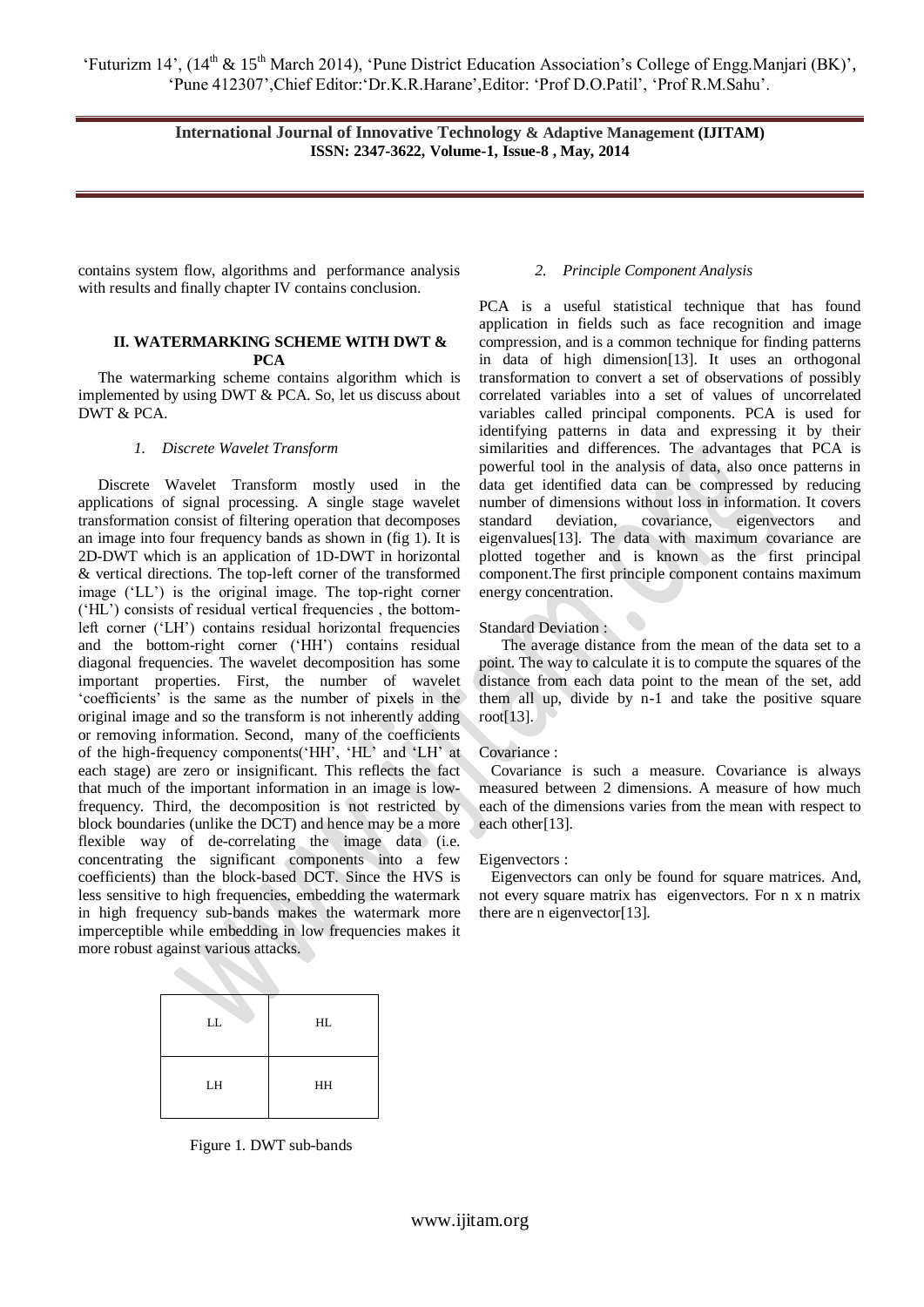contains system flow, algorithms and performance analysis with results and finally chapter IV contains conclusion.

## II. WATERMARKING SCHEME WITH DWT & PCA

The watermarking scheme contains algorithm which is implemented by using DWT & PCA. So, let us discuss about DWT & PCA.

### *1. Discrete Wavelet Transform*

Discrete Wavelet Transform mostly used in the applications of signal processing. A single stage wavelet transformation consist of filtering operation that decomposes an image into four frequency bands as shown in (fig 1). It is 2D-DWT which is an application of 1D-DWT in horizontal & vertical directions. The top-left corner of the transformed image ('LL') is the original image. The top-right corner ('HL') consists of residual vertical frequencies , the bottom-left corner ('LH') contains residual horizontal frequencies and the bottom-right corner ('HH') contains residual diagonal frequencies. The wavelet decomposition has some important properties. First, the number of wavelet 'coefficients' is the same as the number of pixels in the original image and so the transform is not inherently adding or removing information. Second, many of the coefficients of the high-frequency components('HH', 'HL' and 'LH' at each stage) are zero or insignificant. This reflects the fact that much of the important information in an image is low-frequency. Third, the decomposition is not restricted by block boundaries (unlike the DCT) and hence may be a more flexible way of de-correlating the image data (i.e. concentrating the significant components into a few coefficients) than the block-based DCT. Since the HVS is less sensitive to high frequencies, embedding the watermark in high frequency sub-bands makes the watermark more imperceptible while embedding in low frequencies makes it more robust against various attacks.

| LL | HL |
|---|---|
| LH | HH |

Figure 1. DWT sub-bands

### *2. Principle Component Analysis*

PCA is a useful statistical technique that has found application in fields such as face recognition and image compression, and is a common technique for finding patterns in data of high dimension[13]. It uses an orthogonal transformation to convert a set of observations of possibly correlated variables into a set of values of uncorrelated variables called principal components. PCA is used for identifying patterns in data and expressing it by their similarities and differences. The advantages that PCA is powerful tool in the analysis of data, also once patterns in data get identified data can be compressed by reducing number of dimensions without loss in information. It covers standard deviation, covariance, eigenvectors and eigenvalues[13]. The data with maximum covariance are plotted together and is known as the first principal component.The first principle component contains maximum energy concentration.

Standard Deviation :

The average distance from the mean of the data set to a point. The way to calculate it is to compute the squares of the distance from each data point to the mean of the set, add them all up, divide by n-1 and take the positive square root[13].

Covariance :

Covariance is such a measure. Covariance is always measured between 2 dimensions. A measure of how much each of the dimensions varies from the mean with respect to each other[13].

Eigenvectors :

Eigenvectors can only be found for square matrices. And, not every square matrix has eigenvectors. For n x n matrix there are n eigenvector[13].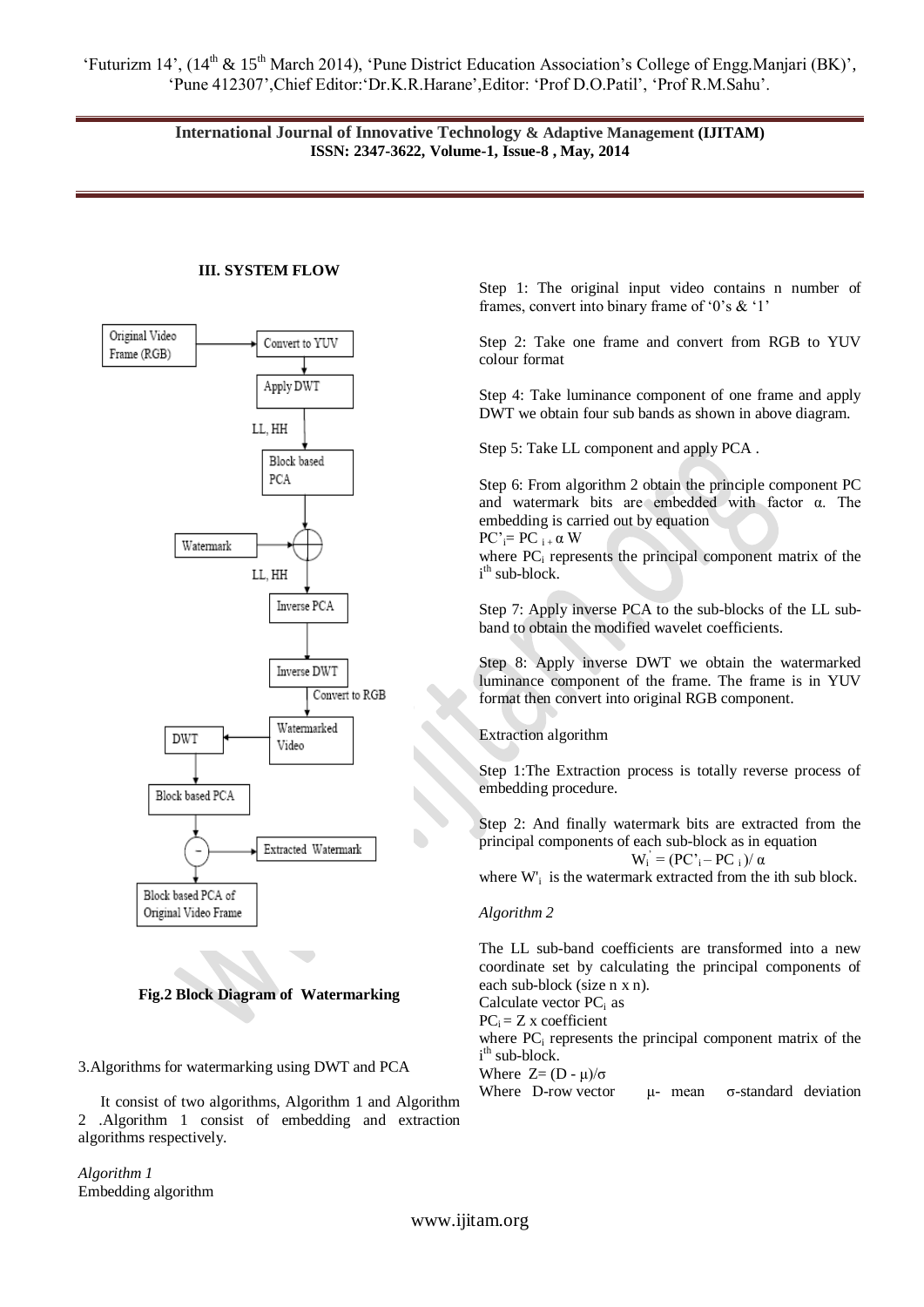### III. SYSTEM FLOW

Fig.2 Block Diagram of Watermarking

3.Algorithms for watermarking using DWT and PCA

It consist of two algorithms, Algorithm 1 and Algorithm 2 .Algorithm 1 consist of embedding and extraction algorithms respectively.

*Algorithm 1*

Embedding algorithm

Step 1: The original input video contains n number of frames, convert into binary frame of '0's & '1'

Step 2: Take one frame and convert from RGB to YUV colour format

Step 4: Take luminance component of one frame and apply DWT we obtain four sub bands as shown in above diagram.

Step 5: Take LL component and apply PCA .

Step 6: From algorithm 2 obtain the principle component PC and watermark bits are embedded with factor α. The embedding is carried out by equation

$PC'_i = PC_i + \alpha W$

where $PC_i$ represents the principal component matrix of the $i^{th}$ sub-block.

Step 7: Apply inverse PCA to the sub-blocks of the LL sub-band to obtain the modified wavelet coefficients.

Step 8: Apply inverse DWT we obtain the watermarked luminance component of the frame. The frame is in YUV format then convert into original RGB component.

Extraction algorithm

Step 1:The Extraction process is totally reverse process of embedding procedure.

Step 2: And finally watermark bits are extracted from the principal components of each sub-block as in equation

$$W_i' = (PC'_i - PC_i)/\alpha$$

where $W'_i$ is the watermark extracted from the ith sub block.

*Algorithm 2*

The LL sub-band coefficients are transformed into a new coordinate set by calculating the principal components of each sub-block (size n x n).

Calculate vector $PC_i$ as

$PC_i = Z$ x coefficient

where $PC_i$ represents the principal component matrix of the $i^{th}$ sub-block.

Where $Z = (D - \mu)/\sigma$

Where D-row vector μ- mean σ-standard deviation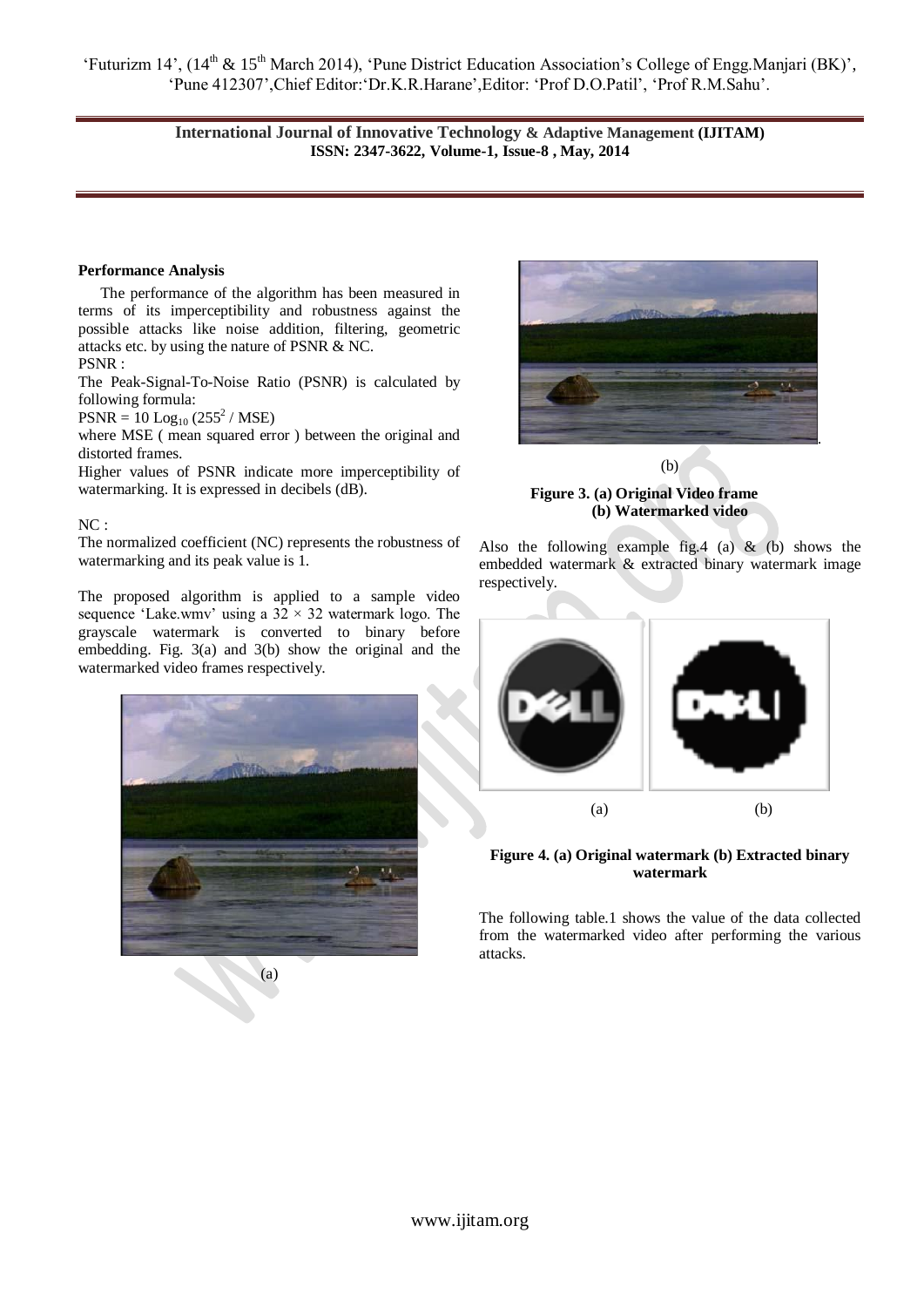**Performance Analysis**

The performance of the algorithm has been measured in terms of its imperceptibility and robustness against the possible attacks like noise addition, filtering, geometric attacks etc. by using the nature of PSNR & NC.

PSNR :

The Peak-Signal-To-Noise Ratio (PSNR) is calculated by following formula:

$\text{PSNR} = 10 \text{ Log}_{10} (255^2 / \text{MSE})$

where MSE ( mean squared error ) between the original and distorted frames.

Higher values of PSNR indicate more imperceptibility of watermarking. It is expressed in decibels (dB).

NC :

The normalized coefficient (NC) represents the robustness of watermarking and its peak value is 1.

The proposed algorithm is applied to a sample video sequence 'Lake.wmv' using a $32 \times 32$ watermark logo. The grayscale watermark is converted to binary before embedding. Fig. 3(a) and 3(b) show the original and the watermarked video frames respectively.

(a)

(b)

**Figure 3. (a) Original Video frame (b) Watermarked video**

Also the following example fig.4 (a) & (b) shows the embedded watermark & extracted binary watermark image respectively.

(a) (b)

**Figure 4. (a) Original watermark (b) Extracted binary watermark**

The following table.1 shows the value of the data collected from the watermarked video after performing the various attacks.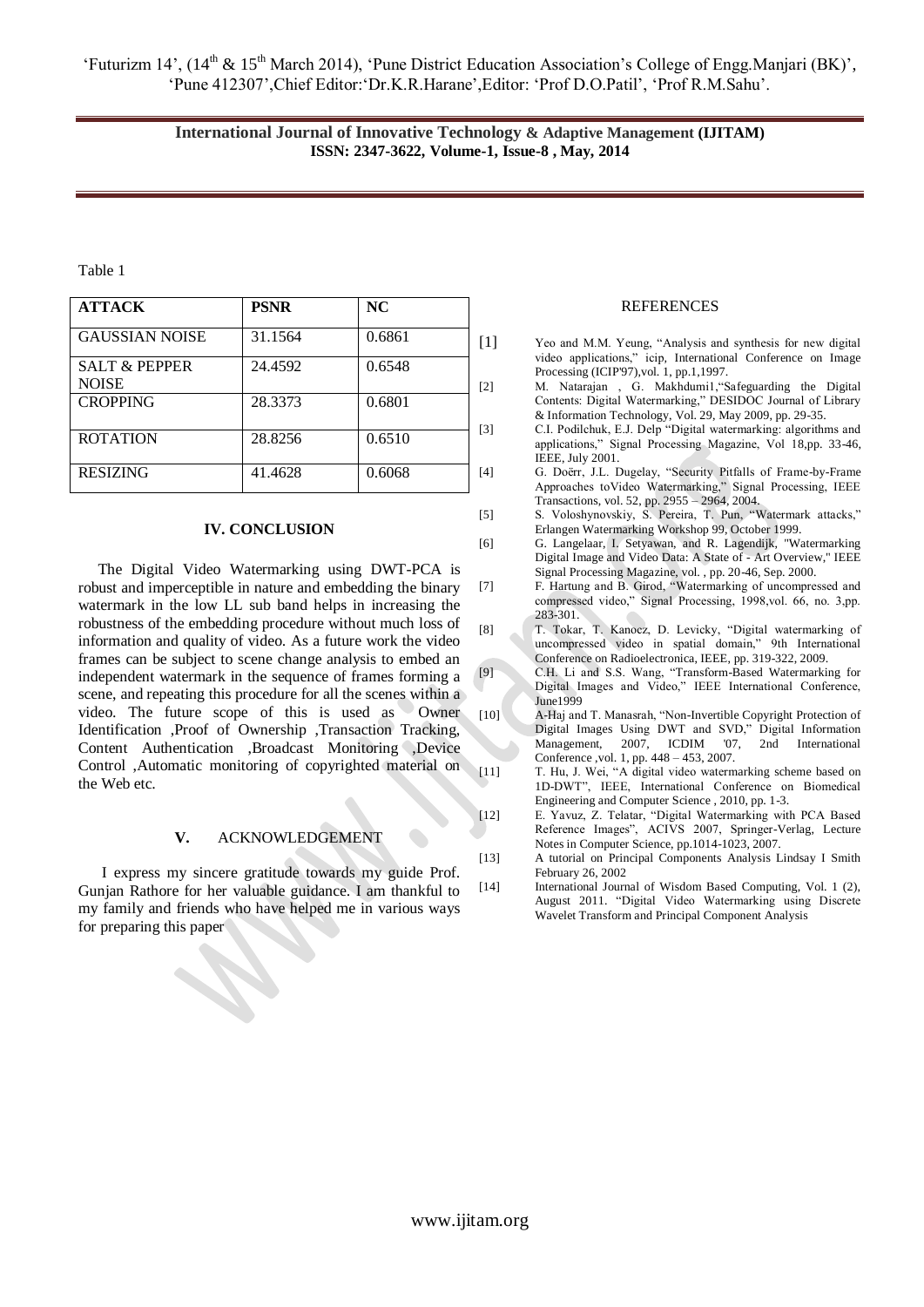Table 1

| ATTACK | PSNR | NC |
|---|---|---|
| GAUSSIAN NOISE | 31.1564 | 0.6861 |
| SALT & PEPPER NOISE | 24.4592 | 0.6548 |
| CROPPING | 28.3373 | 0.6801 |
| ROTATION | 28.8256 | 0.6510 |
| RESIZING | 41.4628 | 0.6068 |

## IV. CONCLUSION

The Digital Video Watermarking using DWT-PCA is robust and imperceptible in nature and embedding the binary watermark in the low LL sub band helps in increasing the robustness of the embedding procedure without much loss of information and quality of video. As a future work the video frames can be subject to scene change analysis to embed an independent watermark in the sequence of frames forming a scene, and repeating this procedure for all the scenes within a video. The future scope of this is used as Owner Identification ,Proof of Ownership ,Transaction Tracking, Content Authentication ,Broadcast Monitoring ,Device Control ,Automatic monitoring of copyrighted material on the Web etc.

## V. ACKNOWLEDGEMENT

I express my sincere gratitude towards my guide Prof. Gunjan Rathore for her valuable guidance. I am thankful to my family and friends who have helped me in various ways for preparing this paper

## REFERENCES

[1] Yeo and M.M. Yeung, "Analysis and synthesis for new digital video applications," icip, International Conference on Image Processing (ICIP'97),vol. 1, pp.1,1997.

[2] M. Natarajan , G. Makhdumi1,"Safeguarding the Digital Contents: Digital Watermarking," DESIDOC Journal of Library & Information Technology, Vol. 29, May 2009, pp. 29-35.

[3] C.I. Podilchuk, E.J. Delp "Digital watermarking: algorithms and applications," Signal Processing Magazine, Vol 18,pp. 33-46, IEEE, July 2001.

[4] G. Doërr, J.L. Dugelay, "Security Pitfalls of Frame-by-Frame Approaches toVideo Watermarking," Signal Processing, IEEE Transactions, vol. 52, pp. 2955 – 2964, 2004.

[5] S. Voloshynovskiy, S. Pereira, T. Pun, "Watermark attacks," Erlangen Watermarking Workshop 99, October 1999.

[6] G. Langelaar, I. Setyawan, and R. Lagendijk, "Watermarking Digital Image and Video Data: A State of - Art Overview," IEEE Signal Processing Magazine, vol. , pp. 20-46, Sep. 2000.

[7] F. Hartung and B. Girod, "Watermarking of uncompressed and compressed video," Signal Processing, 1998,vol. 66, no. 3,pp. 283-301.

[8] T. Tokar, T. Kanocz, D. Levicky, "Digital watermarking of uncompressed video in spatial domain," 9th International Conference on Radioelectronica, IEEE, pp. 319-322, 2009.

[9] C.H. Li and S.S. Wang, "Transform-Based Watermarking for Digital Images and Video," IEEE International Conference, June1999

[10] A-Haj and T. Manasrah, "Non-Invertible Copyright Protection of Digital Images Using DWT and SVD," Digital Information Management, 2007, ICDIM '07, 2nd International Conference ,vol. 1, pp. 448 – 453, 2007.

[11] T. Hu, J. Wei, "A digital video watermarking scheme based on 1D-DWT", IEEE, International Conference on Biomedical Engineering and Computer Science , 2010, pp. 1-3.

[12] E. Yavuz, Z. Telatar, "Digital Watermarking with PCA Based Reference Images", ACIVS 2007, Springer-Verlag, Lecture Notes in Computer Science, pp.1014-1023, 2007.

[13] A tutorial on Principal Components Analysis Lindsay I Smith February 26, 2002

[14] International Journal of Wisdom Based Computing, Vol. 1 (2), August 2011. "Digital Video Watermarking using Discrete Wavelet Transform and Principal Component Analysis